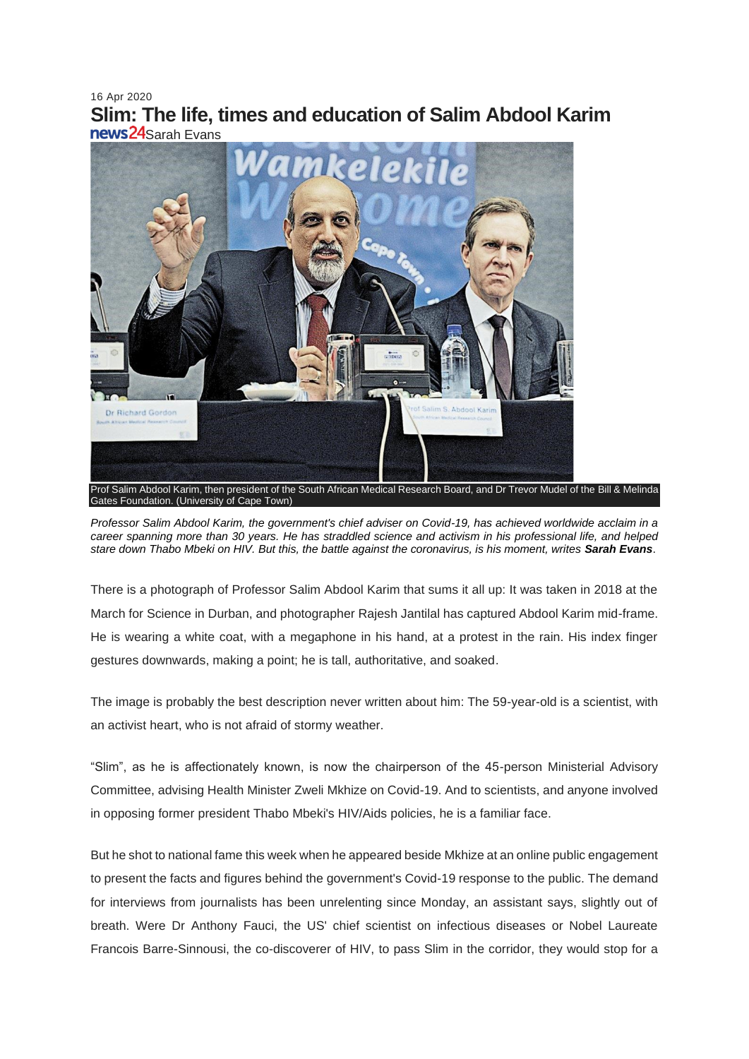16 Apr 2020

# Slim: The life, times and education of Salim Abdool Karim

news24 Sarah Evans

Prof Salim Abdool Karim, then president of the South African Medical Research Board, and Dr Trevor Mudel of the Bill & Melinda Gates Foundation. (University of Cape Town)

*Professor Salim Abdool Karim, the government's chief adviser on Covid-19, has achieved worldwide acclaim in a career spanning more than 30 years. He has straddled science and activism in his professional life, and helped stare down Thabo Mbeki on HIV. But this, the battle against the coronavirus, is his moment, writes* ***Sarah Evans***.

There is a photograph of Professor Salim Abdool Karim that sums it all up: It was taken in 2018 at the March for Science in Durban, and photographer Rajesh Jantilal has captured Abdool Karim mid-frame. He is wearing a white coat, with a megaphone in his hand, at a protest in the rain. His index finger gestures downwards, making a point; he is tall, authoritative, and soaked.

The image is probably the best description never written about him: The 59-year-old is a scientist, with an activist heart, who is not afraid of stormy weather.

"Slim", as he is affectionately known, is now the chairperson of the 45-person Ministerial Advisory Committee, advising Health Minister Zweli Mkhize on Covid-19. And to scientists, and anyone involved in opposing former president Thabo Mbeki's HIV/Aids policies, he is a familiar face.

But he shot to national fame this week when he appeared beside Mkhize at an online public engagement to present the facts and figures behind the government's Covid-19 response to the public. The demand for interviews from journalists has been unrelenting since Monday, an assistant says, slightly out of breath. Were Dr Anthony Fauci, the US' chief scientist on infectious diseases or Nobel Laureate Francois Barre-Sinnousi, the co-discoverer of HIV, to pass Slim in the corridor, they would stop for a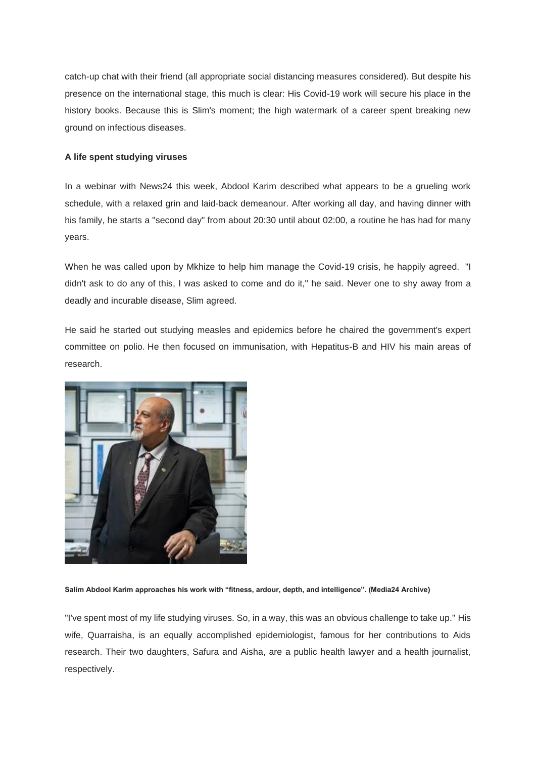catch-up chat with their friend (all appropriate social distancing measures considered). But despite his presence on the international stage, this much is clear: His Covid-19 work will secure his place in the history books. Because this is Slim's moment; the high watermark of a career spent breaking new ground on infectious diseases.

**A life spent studying viruses**

In a webinar with News24 this week, Abdool Karim described what appears to be a grueling work schedule, with a relaxed grin and laid-back demeanour. After working all day, and having dinner with his family, he starts a "second day" from about 20:30 until about 02:00, a routine he has had for many years.

When he was called upon by Mkhize to help him manage the Covid-19 crisis, he happily agreed. "I didn't ask to do any of this, I was asked to come and do it," he said. Never one to shy away from a deadly and incurable disease, Slim agreed.

He said he started out studying measles and epidemics before he chaired the government's expert committee on polio. He then focused on immunisation, with Hepatitus-B and HIV his main areas of research.

**Salim Abdool Karim approaches his work with "fitness, ardour, depth, and intelligence". (Media24 Archive)**

"I've spent most of my life studying viruses. So, in a way, this was an obvious challenge to take up." His wife, Quarraisha, is an equally accomplished epidemiologist, famous for her contributions to Aids research. Their two daughters, Safura and Aisha, are a public health lawyer and a health journalist, respectively.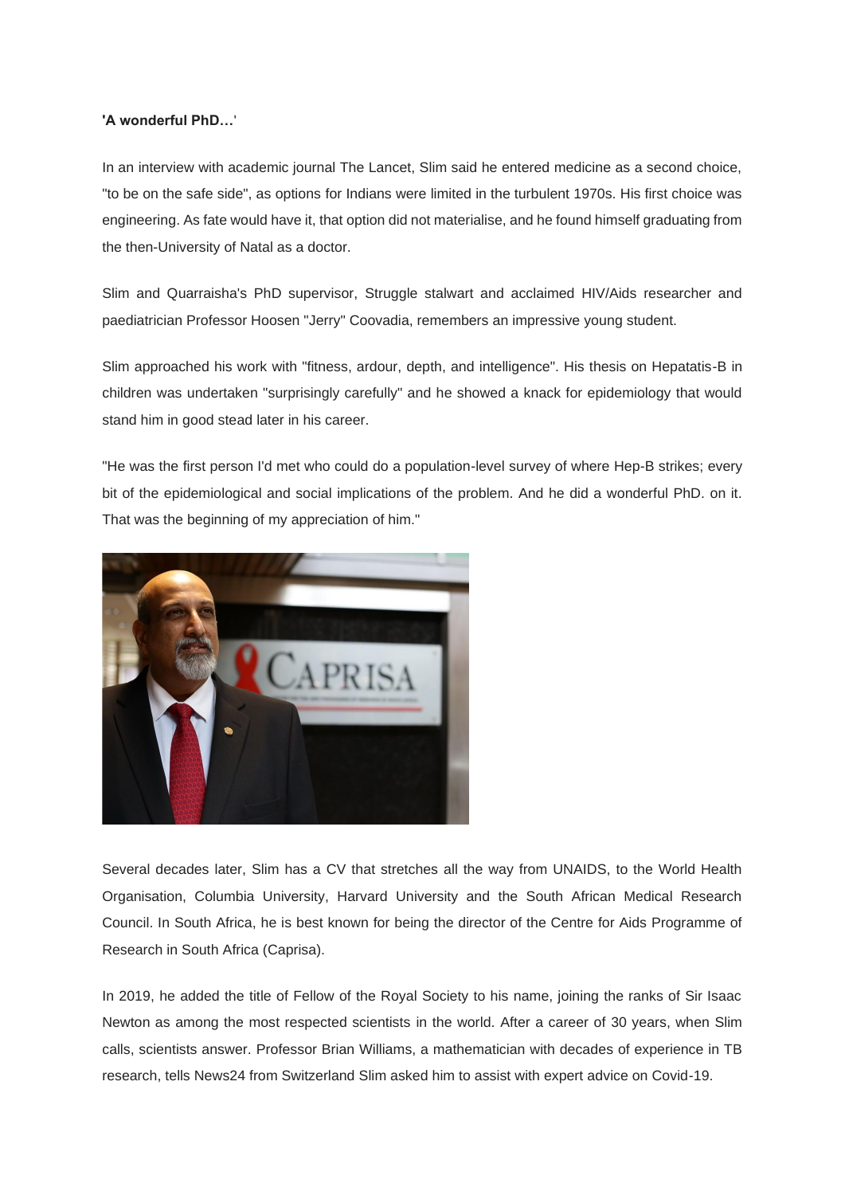**'A wonderful PhD…'**

In an interview with academic journal The Lancet, Slim said he entered medicine as a second choice, "to be on the safe side", as options for Indians were limited in the turbulent 1970s. His first choice was engineering. As fate would have it, that option did not materialise, and he found himself graduating from the then-University of Natal as a doctor.

Slim and Quarraisha's PhD supervisor, Struggle stalwart and acclaimed HIV/Aids researcher and paediatrician Professor Hoosen "Jerry" Coovadia, remembers an impressive young student.

Slim approached his work with "fitness, ardour, depth, and intelligence". His thesis on Hepatatis-B in children was undertaken "surprisingly carefully" and he showed a knack for epidemiology that would stand him in good stead later in his career.

"He was the first person I'd met who could do a population-level survey of where Hep-B strikes; every bit of the epidemiological and social implications of the problem. And he did a wonderful PhD. on it. That was the beginning of my appreciation of him."

Several decades later, Slim has a CV that stretches all the way from UNAIDS, to the World Health Organisation, Columbia University, Harvard University and the South African Medical Research Council. In South Africa, he is best known for being the director of the Centre for Aids Programme of Research in South Africa (Caprisa).

In 2019, he added the title of Fellow of the Royal Society to his name, joining the ranks of Sir Isaac Newton as among the most respected scientists in the world. After a career of 30 years, when Slim calls, scientists answer. Professor Brian Williams, a mathematician with decades of experience in TB research, tells News24 from Switzerland Slim asked him to assist with expert advice on Covid-19.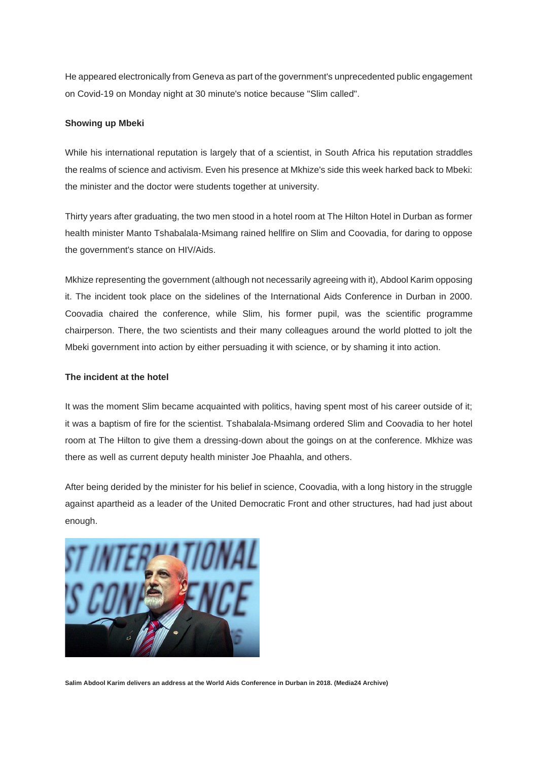He appeared electronically from Geneva as part of the government's unprecedented public engagement on Covid-19 on Monday night at 30 minute's notice because "Slim called".

**Showing up Mbeki**

While his international reputation is largely that of a scientist, in South Africa his reputation straddles the realms of science and activism. Even his presence at Mkhize's side this week harked back to Mbeki: the minister and the doctor were students together at university.

Thirty years after graduating, the two men stood in a hotel room at The Hilton Hotel in Durban as former health minister Manto Tshabalala-Msimang rained hellfire on Slim and Coovadia, for daring to oppose the government's stance on HIV/Aids.

Mkhize representing the government (although not necessarily agreeing with it), Abdool Karim opposing it. The incident took place on the sidelines of the International Aids Conference in Durban in 2000. Coovadia chaired the conference, while Slim, his former pupil, was the scientific programme chairperson. There, the two scientists and their many colleagues around the world plotted to jolt the Mbeki government into action by either persuading it with science, or by shaming it into action.

**The incident at the hotel**

It was the moment Slim became acquainted with politics, having spent most of his career outside of it; it was a baptism of fire for the scientist. Tshabalala-Msimang ordered Slim and Coovadia to her hotel room at The Hilton to give them a dressing-down about the goings on at the conference. Mkhize was there as well as current deputy health minister Joe Phaahla, and others.

After being derided by the minister for his belief in science, Coovadia, with a long history in the struggle against apartheid as a leader of the United Democratic Front and other structures, had had just about enough.

**Salim Abdool Karim delivers an address at the World Aids Conference in Durban in 2018. (Media24 Archive)**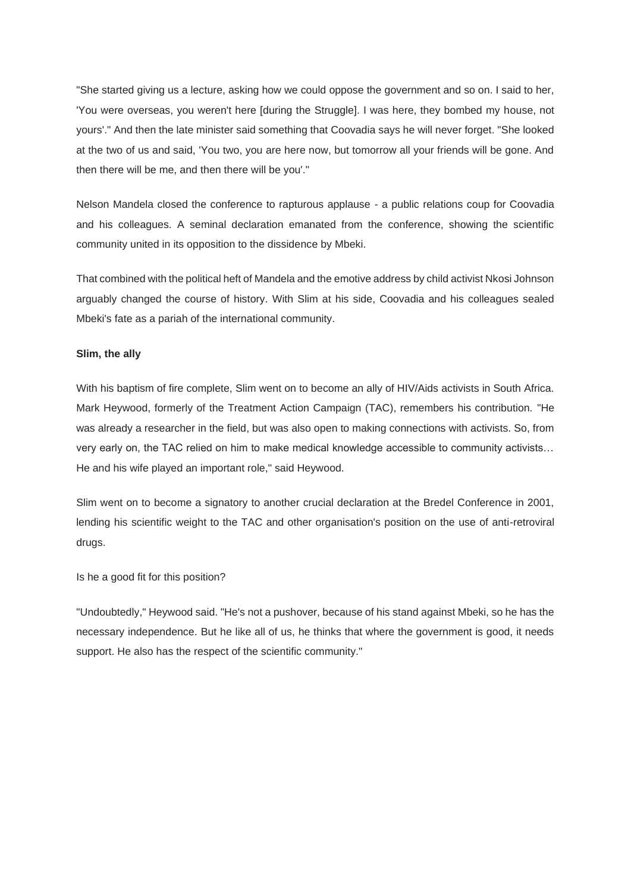"She started giving us a lecture, asking how we could oppose the government and so on. I said to her, 'You were overseas, you weren't here [during the Struggle]. I was here, they bombed my house, not yours'." And then the late minister said something that Coovadia says he will never forget. "She looked at the two of us and said, 'You two, you are here now, but tomorrow all your friends will be gone. And then there will be me, and then there will be you'."

Nelson Mandela closed the conference to rapturous applause - a public relations coup for Coovadia and his colleagues. A seminal declaration emanated from the conference, showing the scientific community united in its opposition to the dissidence by Mbeki.

That combined with the political heft of Mandela and the emotive address by child activist Nkosi Johnson arguably changed the course of history. With Slim at his side, Coovadia and his colleagues sealed Mbeki's fate as a pariah of the international community.

**Slim, the ally**

With his baptism of fire complete, Slim went on to become an ally of HIV/Aids activists in South Africa. Mark Heywood, formerly of the Treatment Action Campaign (TAC), remembers his contribution. "He was already a researcher in the field, but was also open to making connections with activists. So, from very early on, the TAC relied on him to make medical knowledge accessible to community activists… He and his wife played an important role," said Heywood.

Slim went on to become a signatory to another crucial declaration at the Bredel Conference in 2001, lending his scientific weight to the TAC and other organisation's position on the use of anti-retroviral drugs.

Is he a good fit for this position?

"Undoubtedly," Heywood said. "He's not a pushover, because of his stand against Mbeki, so he has the necessary independence. But he like all of us, he thinks that where the government is good, it needs support. He also has the respect of the scientific community."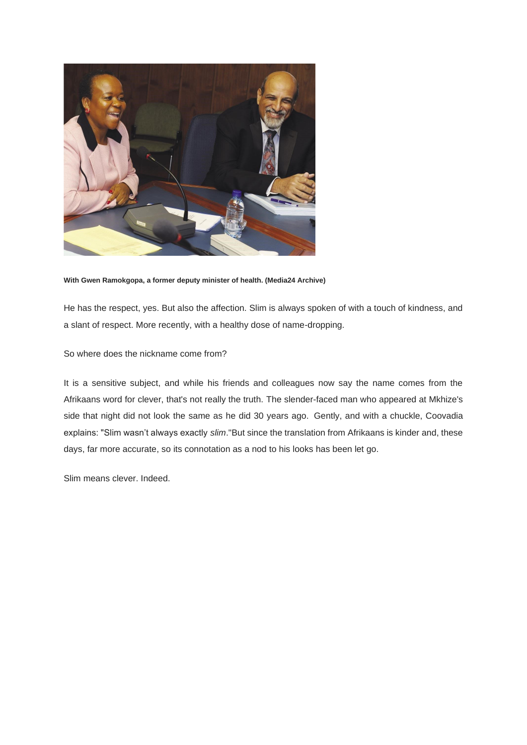**With Gwen Ramokgopa, a former deputy minister of health. (Media24 Archive)**

He has the respect, yes. But also the affection. Slim is always spoken of with a touch of kindness, and a slant of respect. More recently, with a healthy dose of name-dropping.

So where does the nickname come from?

It is a sensitive subject, and while his friends and colleagues now say the name comes from the Afrikaans word for clever, that's not really the truth. The slender-faced man who appeared at Mkhize's side that night did not look the same as he did 30 years ago. Gently, and with a chuckle, Coovadia explains: "Slim wasn't always exactly *slim*."But since the translation from Afrikaans is kinder and, these days, far more accurate, so its connotation as a nod to his looks has been let go.

Slim means clever. Indeed.